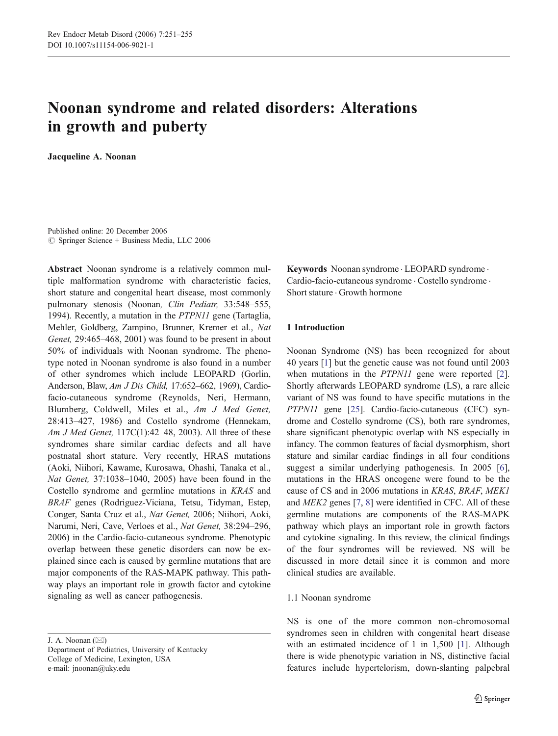# Noonan syndrome and related disorders: Alterations in growth and puberty

**Jacqueline A. Noonan**

Published online: 20 December 2006
© Springer Science + Business Media, LLC 2006

**Abstract** Noonan syndrome is a relatively common multiple malformation syndrome with characteristic facies, short stature and congenital heart disease, most commonly pulmonary stenosis (Noonan, *Clin Pediatr,* 33:548–555, 1994). Recently, a mutation in the *PTPN11* gene (Tartaglia, Mehler, Goldberg, Zampino, Brunner, Kremer et al., *Nat Genet,* 29:465–468, 2001) was found to be present in about 50% of individuals with Noonan syndrome. The phenotype noted in Noonan syndrome is also found in a number of other syndromes which include LEOPARD (Gorlin, Anderson, Blaw, *Am J Dis Child,* 17:652–662, 1969), Cardio-facio-cutaneous syndrome (Reynolds, Neri, Hermann, Blumberg, Coldwell, Miles et al., *Am J Med Genet,* 28:413–427, 1986) and Costello syndrome (Hennekam, *Am J Med Genet,* 117C(1):42–48, 2003). All three of these syndromes share similar cardiac defects and all have postnatal short stature. Very recently, HRAS mutations (Aoki, Niihori, Kawame, Kurosawa, Ohashi, Tanaka et al., *Nat Genet,* 37:1038–1040, 2005) have been found in the Costello syndrome and germline mutations in *KRAS* and *BRAF* genes (Rodriguez-Viciana, Tetsu, Tidyman, Estep, Conger, Santa Cruz et al., *Nat Genet,* 2006; Niihori, Aoki, Narumi, Neri, Cave, Verloes et al., *Nat Genet,* 38:294–296, 2006) in the Cardio-facio-cutaneous syndrome. Phenotypic overlap between these genetic disorders can now be explained since each is caused by germline mutations that are major components of the RAS-MAPK pathway. This pathway plays an important role in growth factor and cytokine signaling as well as cancer pathogenesis.

**Keywords** Noonan syndrome · LEOPARD syndrome · Cardio-facio-cutaneous syndrome · Costello syndrome · Short stature · Growth hormone

J. A. Noonan (✉)
Department of Pediatrics, University of Kentucky
College of Medicine, Lexington, USA
e-mail: jnoonan@uky.edu

## 1 Introduction

Noonan Syndrome (NS) has been recognized for about 40 years [1] but the genetic cause was not found until 2003 when mutations in the *PTPN11* gene were reported [2]. Shortly afterwards LEOPARD syndrome (LS), a rare alleic variant of NS was found to have specific mutations in the *PTPN11* gene [25]. Cardio-facio-cutaneous (CFC) syndrome and Costello syndrome (CS), both rare syndromes, share significant phenotypic overlap with NS especially in infancy. The common features of facial dysmorphism, short stature and similar cardiac findings in all four conditions suggest a similar underlying pathogenesis. In 2005 [6], mutations in the HRAS oncogene were found to be the cause of CS and in 2006 mutations in *KRAS*, *BRAF*, *MEK1* and *MEK2* genes [7, 8] were identified in CFC. All of these germline mutations are components of the RAS-MAPK pathway which plays an important role in growth factors and cytokine signaling. In this review, the clinical findings of the four syndromes will be reviewed. NS will be discussed in more detail since it is common and more clinical studies are available.

### 1.1 Noonan syndrome

NS is one of the more common non-chromosomal syndromes seen in children with congenital heart disease with an estimated incidence of 1 in 1,500 [1]. Although there is wide phenotypic variation in NS, distinctive facial features include hypertelorism, down-slanting palpebral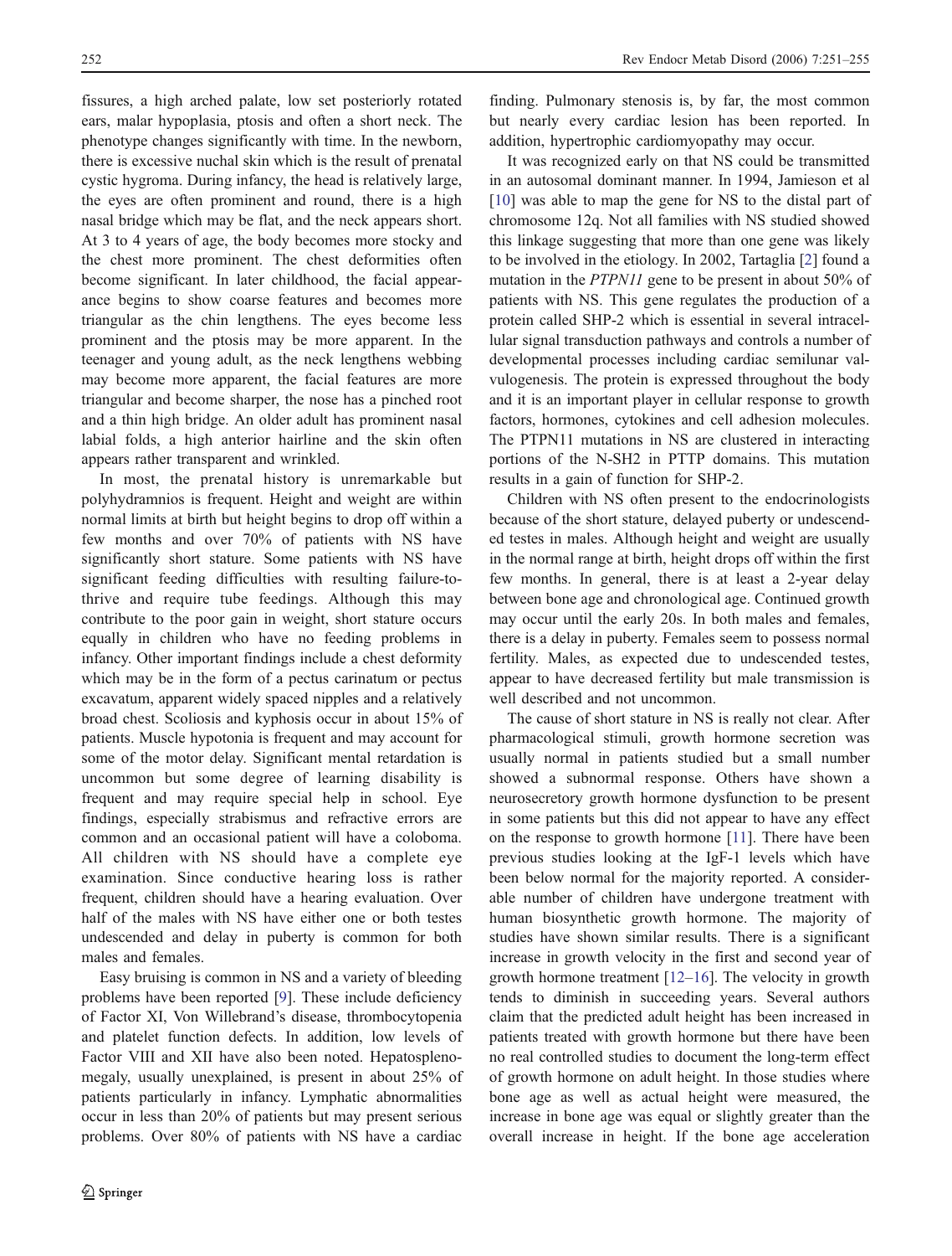fissures, a high arched palate, low set posteriorly rotated ears, malar hypoplasia, ptosis and often a short neck. The phenotype changes significantly with time. In the newborn, there is excessive nuchal skin which is the result of prenatal cystic hygroma. During infancy, the head is relatively large, the eyes are often prominent and round, there is a high nasal bridge which may be flat, and the neck appears short. At 3 to 4 years of age, the body becomes more stocky and the chest more prominent. The chest deformities often become significant. In later childhood, the facial appearance begins to show coarse features and becomes more triangular as the chin lengthens. The eyes become less prominent and the ptosis may be more apparent. In the teenager and young adult, as the neck lengthens webbing may become more apparent, the facial features are more triangular and become sharper, the nose has a pinched root and a thin high bridge. An older adult has prominent nasal labial folds, a high anterior hairline and the skin often appears rather transparent and wrinkled.

In most, the prenatal history is unremarkable but polyhydramnios is frequent. Height and weight are within normal limits at birth but height begins to drop off within a few months and over 70% of patients with NS have significantly short stature. Some patients with NS have significant feeding difficulties with resulting failure-to-thrive and require tube feedings. Although this may contribute to the poor gain in weight, short stature occurs equally in children who have no feeding problems in infancy. Other important findings include a chest deformity which may be in the form of a pectus carinatum or pectus excavatum, apparent widely spaced nipples and a relatively broad chest. Scoliosis and kyphosis occur in about 15% of patients. Muscle hypotonia is frequent and may account for some of the motor delay. Significant mental retardation is uncommon but some degree of learning disability is frequent and may require special help in school. Eye findings, especially strabismus and refractive errors are common and an occasional patient will have a coloboma. All children with NS should have a complete eye examination. Since conductive hearing loss is rather frequent, children should have a hearing evaluation. Over half of the males with NS have either one or both testes undescended and delay in puberty is common for both males and females.

Easy bruising is common in NS and a variety of bleeding problems have been reported [9]. These include deficiency of Factor XI, Von Willebrand's disease, thrombocytopenia and platelet function defects. In addition, low levels of Factor VIII and XII have also been noted. Hepatosplenomegaly, usually unexplained, is present in about 25% of patients particularly in infancy. Lymphatic abnormalities occur in less than 20% of patients but may present serious problems. Over 80% of patients with NS have a cardiac finding. Pulmonary stenosis is, by far, the most common but nearly every cardiac lesion has been reported. In addition, hypertrophic cardiomyopathy may occur.

It was recognized early on that NS could be transmitted in an autosomal dominant manner. In 1994, Jamieson et al [10] was able to map the gene for NS to the distal part of chromosome 12q. Not all families with NS studied showed this linkage suggesting that more than one gene was likely to be involved in the etiology. In 2002, Tartaglia [2] found a mutation in the *PTPN11* gene to be present in about 50% of patients with NS. This gene regulates the production of a protein called SHP-2 which is essential in several intracellular signal transduction pathways and controls a number of developmental processes including cardiac semilunar valvulogenesis. The protein is expressed throughout the body and it is an important player in cellular response to growth factors, hormones, cytokines and cell adhesion molecules. The PTPN11 mutations in NS are clustered in interacting portions of the N-SH2 in PTTP domains. This mutation results in a gain of function for SHP-2.

Children with NS often present to the endocrinologists because of the short stature, delayed puberty or undescended testes in males. Although height and weight are usually in the normal range at birth, height drops off within the first few months. In general, there is at least a 2-year delay between bone age and chronological age. Continued growth may occur until the early 20s. In both males and females, there is a delay in puberty. Females seem to possess normal fertility. Males, as expected due to undescended testes, appear to have decreased fertility but male transmission is well described and not uncommon.

The cause of short stature in NS is really not clear. After pharmacological stimuli, growth hormone secretion was usually normal in patients studied but a small number showed a subnormal response. Others have shown a neurosecretory growth hormone dysfunction to be present in some patients but this did not appear to have any effect on the response to growth hormone [11]. There have been previous studies looking at the IgF-1 levels which have been below normal for the majority reported. A considerable number of children have undergone treatment with human biosynthetic growth hormone. The majority of studies have shown similar results. There is a significant increase in growth velocity in the first and second year of growth hormone treatment [12–16]. The velocity in growth tends to diminish in succeeding years. Several authors claim that the predicted adult height has been increased in patients treated with growth hormone but there have been no real controlled studies to document the long-term effect of growth hormone on adult height. In those studies where bone age as well as actual height were measured, the increase in bone age was equal or slightly greater than the overall increase in height. If the bone age acceleration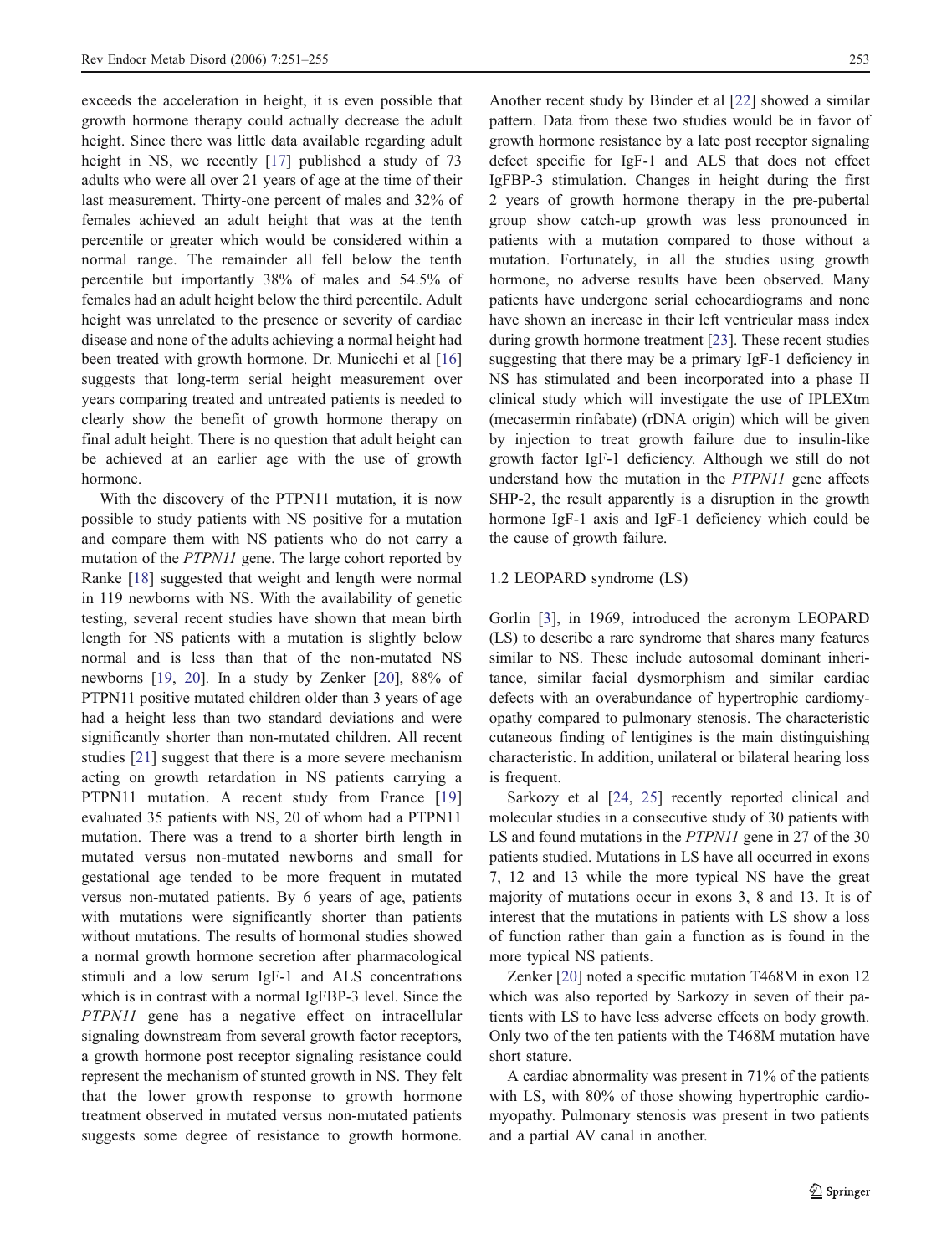exceeds the acceleration in height, it is even possible that growth hormone therapy could actually decrease the adult height. Since there was little data available regarding adult height in NS, we recently [17] published a study of 73 adults who were all over 21 years of age at the time of their last measurement. Thirty-one percent of males and 32% of females achieved an adult height that was at the tenth percentile or greater which would be considered within a normal range. The remainder all fell below the tenth percentile but importantly 38% of males and 54.5% of females had an adult height below the third percentile. Adult height was unrelated to the presence or severity of cardiac disease and none of the adults achieving a normal height had been treated with growth hormone. Dr. Municchi et al [16] suggests that long-term serial height measurement over years comparing treated and untreated patients is needed to clearly show the benefit of growth hormone therapy on final adult height. There is no question that adult height can be achieved at an earlier age with the use of growth hormone.

With the discovery of the PTPN11 mutation, it is now possible to study patients with NS positive for a mutation and compare them with NS patients who do not carry a mutation of the *PTPN11* gene. The large cohort reported by Ranke [18] suggested that weight and length were normal in 119 newborns with NS. With the availability of genetic testing, several recent studies have shown that mean birth length for NS patients with a mutation is slightly below normal and is less than that of the non-mutated NS newborns [19, 20]. In a study by Zenker [20], 88% of PTPN11 positive mutated children older than 3 years of age had a height less than two standard deviations and were significantly shorter than non-mutated children. All recent studies [21] suggest that there is a more severe mechanism acting on growth retardation in NS patients carrying a PTPN11 mutation. A recent study from France [19] evaluated 35 patients with NS, 20 of whom had a PTPN11 mutation. There was a trend to a shorter birth length in mutated versus non-mutated newborns and small for gestational age tended to be more frequent in mutated versus non-mutated patients. By 6 years of age, patients with mutations were significantly shorter than patients without mutations. The results of hormonal studies showed a normal growth hormone secretion after pharmacological stimuli and a low serum IgF-1 and ALS concentrations which is in contrast with a normal IgFBP-3 level. Since the *PTPN11* gene has a negative effect on intracellular signaling downstream from several growth factor receptors, a growth hormone post receptor signaling resistance could represent the mechanism of stunted growth in NS. They felt that the lower growth response to growth hormone treatment observed in mutated versus non-mutated patients suggests some degree of resistance to growth hormone. Another recent study by Binder et al [22] showed a similar pattern. Data from these two studies would be in favor of growth hormone resistance by a late post receptor signaling defect specific for IgF-1 and ALS that does not effect IgFBP-3 stimulation. Changes in height during the first 2 years of growth hormone therapy in the pre-pubertal group show catch-up growth was less pronounced in patients with a mutation compared to those without a mutation. Fortunately, in all the studies using growth hormone, no adverse results have been observed. Many patients have undergone serial echocardiograms and none have shown an increase in their left ventricular mass index during growth hormone treatment [23]. These recent studies suggesting that there may be a primary IgF-1 deficiency in NS has stimulated and been incorporated into a phase II clinical study which will investigate the use of IPLEXtm (mecasermin rinfabate) (rDNA origin) which will be given by injection to treat growth failure due to insulin-like growth factor IgF-1 deficiency. Although we still do not understand how the mutation in the *PTPN11* gene affects SHP-2, the result apparently is a disruption in the growth hormone IgF-1 axis and IgF-1 deficiency which could be the cause of growth failure.

### 1.2 LEOPARD syndrome (LS)

Gorlin [3], in 1969, introduced the acronym LEOPARD (LS) to describe a rare syndrome that shares many features similar to NS. These include autosomal dominant inheritance, similar facial dysmorphism and similar cardiac defects with an overabundance of hypertrophic cardiomyopathy compared to pulmonary stenosis. The characteristic cutaneous finding of lentigines is the main distinguishing characteristic. In addition, unilateral or bilateral hearing loss is frequent.

Sarkozy et al [24, 25] recently reported clinical and molecular studies in a consecutive study of 30 patients with LS and found mutations in the *PTPN11* gene in 27 of the 30 patients studied. Mutations in LS have all occurred in exons 7, 12 and 13 while the more typical NS have the great majority of mutations occur in exons 3, 8 and 13. It is of interest that the mutations in patients with LS show a loss of function rather than gain a function as is found in the more typical NS patients.

Zenker [20] noted a specific mutation T468M in exon 12 which was also reported by Sarkozy in seven of their patients with LS to have less adverse effects on body growth. Only two of the ten patients with the T468M mutation have short stature.

A cardiac abnormality was present in 71% of the patients with LS, with 80% of those showing hypertrophic cardiomyopathy. Pulmonary stenosis was present in two patients and a partial AV canal in another.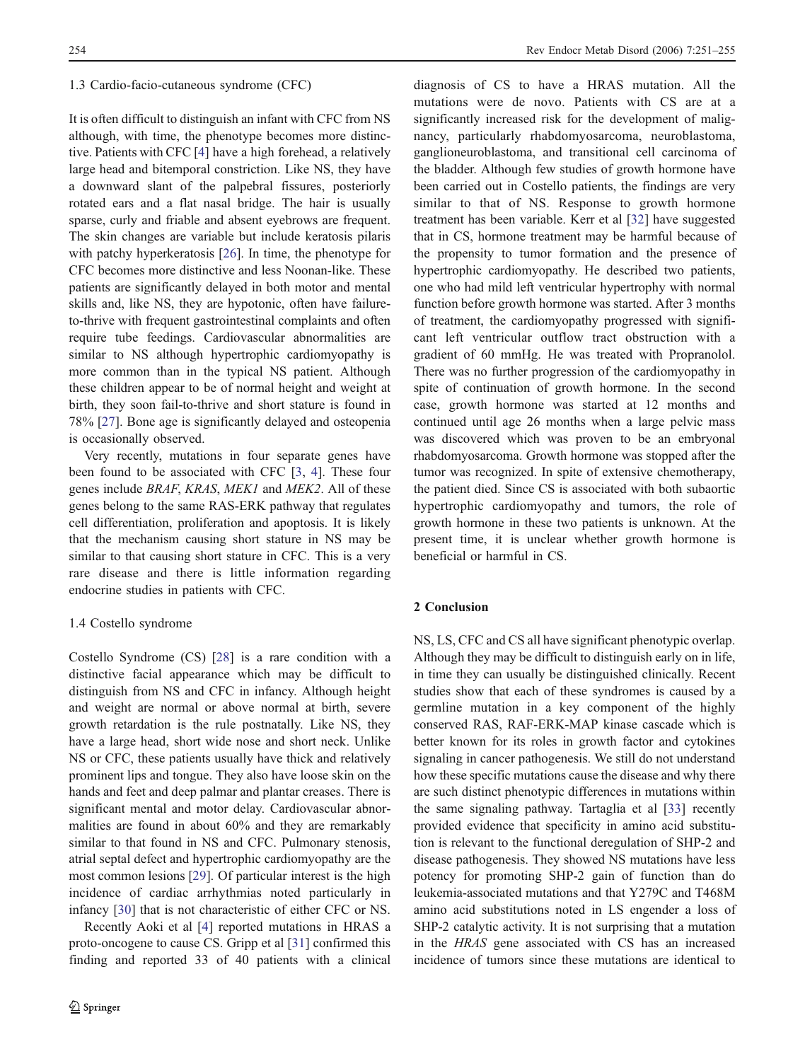### 1.3 Cardio-facio-cutaneous syndrome (CFC)

It is often difficult to distinguish an infant with CFC from NS although, with time, the phenotype becomes more distinctive. Patients with CFC [4] have a high forehead, a relatively large head and bitemporal constriction. Like NS, they have a downward slant of the palpebral fissures, posteriorly rotated ears and a flat nasal bridge. The hair is usually sparse, curly and friable and absent eyebrows are frequent. The skin changes are variable but include keratosis pilaris with patchy hyperkeratosis [26]. In time, the phenotype for CFC becomes more distinctive and less Noonan-like. These patients are significantly delayed in both motor and mental skills and, like NS, they are hypotonic, often have failure-to-thrive with frequent gastrointestinal complaints and often require tube feedings. Cardiovascular abnormalities are similar to NS although hypertrophic cardiomyopathy is more common than in the typical NS patient. Although these children appear to be of normal height and weight at birth, they soon fail-to-thrive and short stature is found in 78% [27]. Bone age is significantly delayed and osteopenia is occasionally observed.

Very recently, mutations in four separate genes have been found to be associated with CFC [3, 4]. These four genes include *BRAF*, *KRAS*, *MEK1* and *MEK2*. All of these genes belong to the same RAS-ERK pathway that regulates cell differentiation, proliferation and apoptosis. It is likely that the mechanism causing short stature in NS may be similar to that causing short stature in CFC. This is a very rare disease and there is little information regarding endocrine studies in patients with CFC.

### 1.4 Costello syndrome

Costello Syndrome (CS) [28] is a rare condition with a distinctive facial appearance which may be difficult to distinguish from NS and CFC in infancy. Although height and weight are normal or above normal at birth, severe growth retardation is the rule postnatally. Like NS, they have a large head, short wide nose and short neck. Unlike NS or CFC, these patients usually have thick and relatively prominent lips and tongue. They also have loose skin on the hands and feet and deep palmar and plantar creases. There is significant mental and motor delay. Cardiovascular abnormalities are found in about 60% and they are remarkably similar to that found in NS and CFC. Pulmonary stenosis, atrial septal defect and hypertrophic cardiomyopathy are the most common lesions [29]. Of particular interest is the high incidence of cardiac arrhythmias noted particularly in infancy [30] that is not characteristic of either CFC or NS.

Recently Aoki et al [4] reported mutations in HRAS a proto-oncogene to cause CS. Gripp et al [31] confirmed this finding and reported 33 of 40 patients with a clinical diagnosis of CS to have a HRAS mutation. All the mutations were de novo. Patients with CS are at a significantly increased risk for the development of malignancy, particularly rhabdomyosarcoma, neuroblastoma, ganglioneuroblastoma, and transitional cell carcinoma of the bladder. Although few studies of growth hormone have been carried out in Costello patients, the findings are very similar to that of NS. Response to growth hormone treatment has been variable. Kerr et al [32] have suggested that in CS, hormone treatment may be harmful because of the propensity to tumor formation and the presence of hypertrophic cardiomyopathy. He described two patients, one who had mild left ventricular hypertrophy with normal function before growth hormone was started. After 3 months of treatment, the cardiomyopathy progressed with significant left ventricular outflow tract obstruction with a gradient of 60 mmHg. He was treated with Propranolol. There was no further progression of the cardiomyopathy in spite of continuation of growth hormone. In the second case, growth hormone was started at 12 months and continued until age 26 months when a large pelvic mass was discovered which was proven to be an embryonal rhabdomyosarcoma. Growth hormone was stopped after the tumor was recognized. In spite of extensive chemotherapy, the patient died. Since CS is associated with both subaortic hypertrophic cardiomyopathy and tumors, the role of growth hormone in these two patients is unknown. At the present time, it is unclear whether growth hormone is beneficial or harmful in CS.

## 2 Conclusion

NS, LS, CFC and CS all have significant phenotypic overlap. Although they may be difficult to distinguish early on in life, in time they can usually be distinguished clinically. Recent studies show that each of these syndromes is caused by a germline mutation in a key component of the highly conserved RAS, RAF-ERK-MAP kinase cascade which is better known for its roles in growth factor and cytokines signaling in cancer pathogenesis. We still do not understand how these specific mutations cause the disease and why there are such distinct phenotypic differences in mutations within the same signaling pathway. Tartaglia et al [33] recently provided evidence that specificity in amino acid substitution is relevant to the functional deregulation of SHP-2 and disease pathogenesis. They showed NS mutations have less potency for promoting SHP-2 gain of function than do leukemia-associated mutations and that Y279C and T468M amino acid substitutions noted in LS engender a loss of SHP-2 catalytic activity. It is not surprising that a mutation in the *HRAS* gene associated with CS has an increased incidence of tumors since these mutations are identical to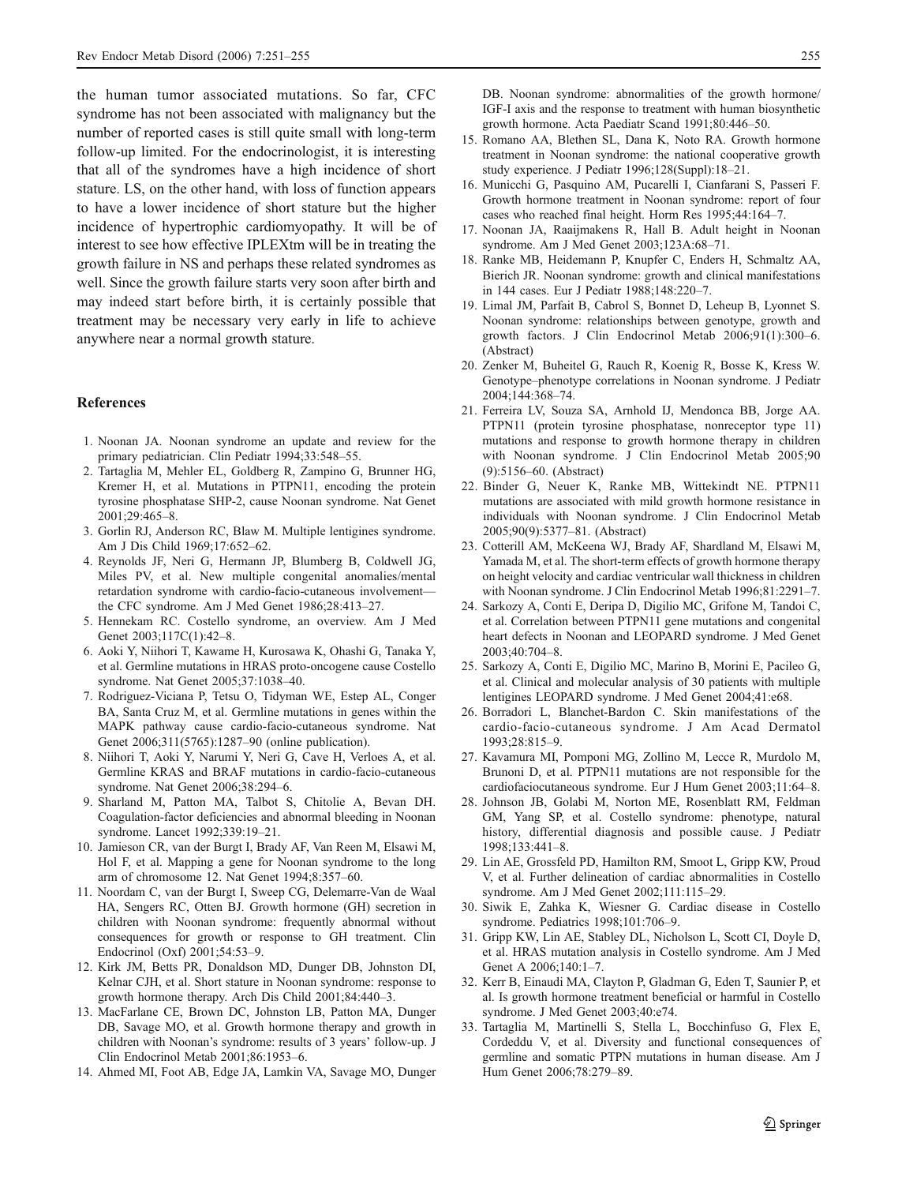the human tumor associated mutations. So far, CFC syndrome has not been associated with malignancy but the number of reported cases is still quite small with long-term follow-up limited. For the endocrinologist, it is interesting that all of the syndromes have a high incidence of short stature. LS, on the other hand, with loss of function appears to have a lower incidence of short stature but the higher incidence of hypertrophic cardiomyopathy. It will be of interest to see how effective IPLEXtm will be in treating the growth failure in NS and perhaps these related syndromes as well. Since the growth failure starts very soon after birth and may indeed start before birth, it is certainly possible that treatment may be necessary very early in life to achieve anywhere near a normal growth stature.

## References

1. Noonan JA. Noonan syndrome an update and review for the primary pediatrician. Clin Pediatr 1994;33:548–55.
2. Tartaglia M, Mehler EL, Goldberg R, Zampino G, Brunner HG, Kremer H, et al. Mutations in PTPN11, encoding the protein tyrosine phosphatase SHP-2, cause Noonan syndrome. Nat Genet 2001;29:465–8.
3. Gorlin RJ, Anderson RC, Blaw M. Multiple lentigines syndrome. Am J Dis Child 1969;17:652–62.
4. Reynolds JF, Neri G, Hermann JP, Blumberg B, Coldwell JG, Miles PV, et al. New multiple congenital anomalies/mental retardation syndrome with cardio-facio-cutaneous involvement—the CFC syndrome. Am J Med Genet 1986;28:413–27.
5. Hennekam RC. Costello syndrome, an overview. Am J Med Genet 2003;117C(1):42–8.
6. Aoki Y, Niihori T, Kawame H, Kurosawa K, Ohashi G, Tanaka Y, et al. Germline mutations in HRAS proto-oncogene cause Costello syndrome. Nat Genet 2005;37:1038–40.
7. Rodriguez-Viciana P, Tetsu O, Tidyman WE, Estep AL, Conger BA, Santa Cruz M, et al. Germline mutations in genes within the MAPK pathway cause cardio-facio-cutaneous syndrome. Nat Genet 2006;311(5765):1287–90 (online publication).
8. Niihori T, Aoki Y, Narumi Y, Neri G, Cave H, Verloes A, et al. Germline KRAS and BRAF mutations in cardio-facio-cutaneous syndrome. Nat Genet 2006;38:294–6.
9. Sharland M, Patton MA, Talbot S, Chitolie A, Bevan DH. Coagulation-factor deficiencies and abnormal bleeding in Noonan syndrome. Lancet 1992;339:19–21.
10. Jamieson CR, van der Burgt I, Brady AF, Van Reen M, Elsawi M, Hol F, et al. Mapping a gene for Noonan syndrome to the long arm of chromosome 12. Nat Genet 1994;8:357–60.
11. Noordam C, van der Burgt I, Sweep CG, Delemarre-Van de Waal HA, Sengers RC, Otten BJ. Growth hormone (GH) secretion in children with Noonan syndrome: frequently abnormal without consequences for growth or response to GH treatment. Clin Endocrinol (Oxf) 2001;54:53–9.
12. Kirk JM, Betts PR, Donaldson MD, Dunger DB, Johnston DI, Kelnar CJH, et al. Short stature in Noonan syndrome: response to growth hormone therapy. Arch Dis Child 2001;84:440–3.
13. MacFarlane CE, Brown DC, Johnston LB, Patton MA, Dunger DB, Savage MO, et al. Growth hormone therapy and growth in children with Noonan's syndrome: results of 3 years' follow-up. J Clin Endocrinol Metab 2001;86:1953–6.
14. Ahmed MI, Foot AB, Edge JA, Lamkin VA, Savage MO, Dunger DB. Noonan syndrome: abnormalities of the growth hormone/IGF-I axis and the response to treatment with human biosynthetic growth hormone. Acta Paediatr Scand 1991;80:446–50.
15. Romano AA, Blethen SL, Dana K, Noto RA. Growth hormone treatment in Noonan syndrome: the national cooperative growth study experience. J Pediatr 1996;128(Suppl):18–21.
16. Municchi G, Pasquino AM, Pucarelli I, Cianfarani S, Passeri F. Growth hormone treatment in Noonan syndrome: report of four cases who reached final height. Horm Res 1995;44:164–7.
17. Noonan JA, Raaijmakens R, Hall B. Adult height in Noonan syndrome. Am J Med Genet 2003;123A:68–71.
18. Ranke MB, Heidemann P, Knupfer C, Enders H, Schmaltz AA, Bierich JR. Noonan syndrome: growth and clinical manifestations in 144 cases. Eur J Pediatr 1988;148:220–7.
19. Limal JM, Parfait B, Cabrol S, Bonnet D, Leheup B, Lyonnet S. Noonan syndrome: relationships between genotype, growth and growth factors. J Clin Endocrinol Metab 2006;91(1):300–6. (Abstract)
20. Zenker M, Buheitel G, Rauch R, Koenig R, Bosse K, Kress W. Genotype–phenotype correlations in Noonan syndrome. J Pediatr 2004;144:368–74.
21. Ferreira LV, Souza SA, Arnhold IJ, Mendonca BB, Jorge AA. PTPN11 (protein tyrosine phosphatase, nonreceptor type 11) mutations and response to growth hormone therapy in children with Noonan syndrome. J Clin Endocrinol Metab 2005;90 (9):5156–60. (Abstract)
22. Binder G, Neuer K, Ranke MB, Wittekindt NE. PTPN11 mutations are associated with mild growth hormone resistance in individuals with Noonan syndrome. J Clin Endocrinol Metab 2005;90(9):5377–81. (Abstract)
23. Cotterill AM, McKeena WJ, Brady AF, Shardland M, Elsawi M, Yamada M, et al. The short-term effects of growth hormone therapy on height velocity and cardiac ventricular wall thickness in children with Noonan syndrome. J Clin Endocrinol Metab 1996;81:2291–7.
24. Sarkozy A, Conti E, Deripa D, Digilio MC, Grifone M, Tandoi C, et al. Correlation between PTPN11 gene mutations and congenital heart defects in Noonan and LEOPARD syndrome. J Med Genet 2003;40:704–8.
25. Sarkozy A, Conti E, Digilio MC, Marino B, Morini E, Pacileo G, et al. Clinical and molecular analysis of 30 patients with multiple lentigines LEOPARD syndrome. J Med Genet 2004;41:e68.
26. Borradori L, Blanchet-Bardon C. Skin manifestations of the cardio-facio-cutaneous syndrome. J Am Acad Dermatol 1993;28:815–9.
27. Kavamura MI, Pomponi MG, Zollino M, Lecce R, Murdolo M, Brunoni D, et al. PTPN11 mutations are not responsible for the cardiofaciocutaneous syndrome. Eur J Hum Genet 2003;11:64–8.
28. Johnson JB, Golabi M, Norton ME, Rosenblatt RM, Feldman GM, Yang SP, et al. Costello syndrome: phenotype, natural history, differential diagnosis and possible cause. J Pediatr 1998;133:441–8.
29. Lin AE, Grossfeld PD, Hamilton RM, Smoot L, Gripp KW, Proud V, et al. Further delineation of cardiac abnormalities in Costello syndrome. Am J Med Genet 2002;111:115–29.
30. Siwik E, Zahka K, Wiesner G. Cardiac disease in Costello syndrome. Pediatrics 1998;101:706–9.
31. Gripp KW, Lin AE, Stabley DL, Nicholson L, Scott CI, Doyle D, et al. HRAS mutation analysis in Costello syndrome. Am J Med Genet A 2006;140:1–7.
32. Kerr B, Einaudi MA, Clayton P, Gladman G, Eden T, Saunier P, et al. Is growth hormone treatment beneficial or harmful in Costello syndrome. J Med Genet 2003;40:e74.
33. Tartaglia M, Martinelli S, Stella L, Bocchinfuso G, Flex E, Cordeddu V, et al. Diversity and functional consequences of germline and somatic PTPN mutations in human disease. Am J Hum Genet 2006;78:279–89.